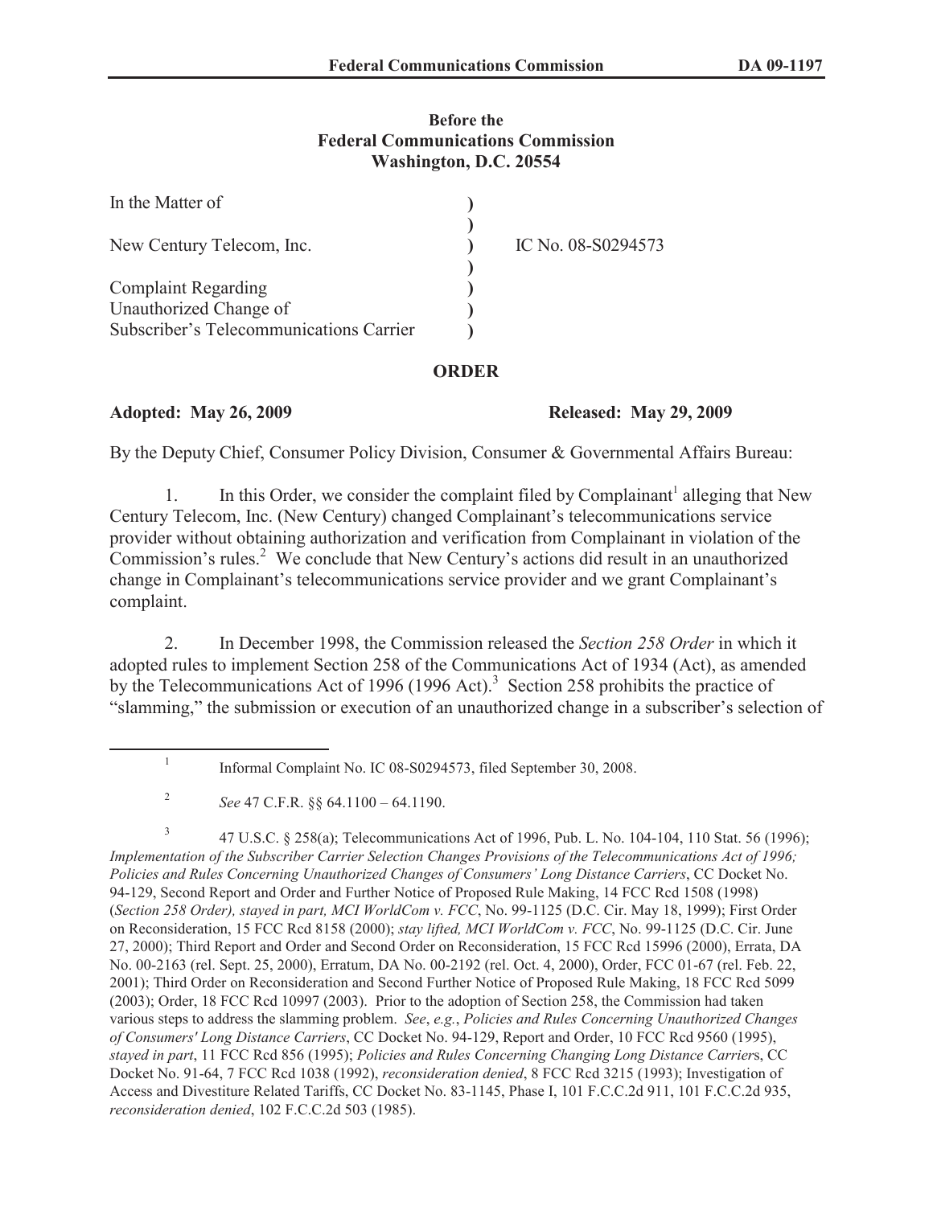**Before the**
**Federal Communications Commission**
**Washington, D.C. 20554**

| | | |
|---|---|---|
| In the Matter of | ) | |
| | ) | |
| New Century Telecom, Inc. | ) | IC No. 08-S0294573 |
| | ) | |
| Complaint Regarding | ) | |
| Unauthorized Change of | ) | |
| Subscriber's Telecommunications Carrier | ) | |

## ORDER

**Adopted: May 26, 2009** **Released: May 29, 2009**

By the Deputy Chief, Consumer Policy Division, Consumer & Governmental Affairs Bureau:

1. In this Order, we consider the complaint filed by Complainant[1] alleging that New Century Telecom, Inc. (New Century) changed Complainant's telecommunications service provider without obtaining authorization and verification from Complainant in violation of the Commission's rules.[2] We conclude that New Century's actions did result in an unauthorized change in Complainant's telecommunications service provider and we grant Complainant's complaint.

2. In December 1998, the Commission released the *Section 258 Order* in which it adopted rules to implement Section 258 of the Communications Act of 1934 (Act), as amended by the Telecommunications Act of 1996 (1996 Act).[3] Section 258 prohibits the practice of "slamming," the submission or execution of an unauthorized change in a subscriber's selection of

---

[1] Informal Complaint No. IC 08-S0294573, filed September 30, 2008.

[2] *See* 47 C.F.R. §§ 64.1100 – 64.1190.

[3] 47 U.S.C. § 258(a); Telecommunications Act of 1996, Pub. L. No. 104-104, 110 Stat. 56 (1996); *Implementation of the Subscriber Carrier Selection Changes Provisions of the Telecommunications Act of 1996; Policies and Rules Concerning Unauthorized Changes of Consumers' Long Distance Carriers*, CC Docket No. 94-129, Second Report and Order and Further Notice of Proposed Rule Making, 14 FCC Rcd 1508 (1998) (*Section 258 Order), stayed in part, MCI WorldCom v. FCC*, No. 99-1125 (D.C. Cir. May 18, 1999); First Order on Reconsideration, 15 FCC Rcd 8158 (2000); *stay lifted, MCI WorldCom v. FCC*, No. 99-1125 (D.C. Cir. June 27, 2000); Third Report and Order and Second Order on Reconsideration, 15 FCC Rcd 15996 (2000), Errata, DA No. 00-2163 (rel. Sept. 25, 2000), Erratum, DA No. 00-2192 (rel. Oct. 4, 2000), Order, FCC 01-67 (rel. Feb. 22, 2001); Third Order on Reconsideration and Second Further Notice of Proposed Rule Making, 18 FCC Rcd 5099 (2003); Order, 18 FCC Rcd 10997 (2003). Prior to the adoption of Section 258, the Commission had taken various steps to address the slamming problem. *See*, *e.g.*, *Policies and Rules Concerning Unauthorized Changes of Consumers' Long Distance Carriers*, CC Docket No. 94-129, Report and Order, 10 FCC Rcd 9560 (1995), *stayed in part*, 11 FCC Rcd 856 (1995); *Policies and Rules Concerning Changing Long Distance Carrier*s, CC Docket No. 91-64, 7 FCC Rcd 1038 (1992), *reconsideration denied*, 8 FCC Rcd 3215 (1993); Investigation of Access and Divestiture Related Tariffs, CC Docket No. 83-1145, Phase I, 101 F.C.C.2d 911, 101 F.C.C.2d 935, *reconsideration denied*, 102 F.C.C.2d 503 (1985).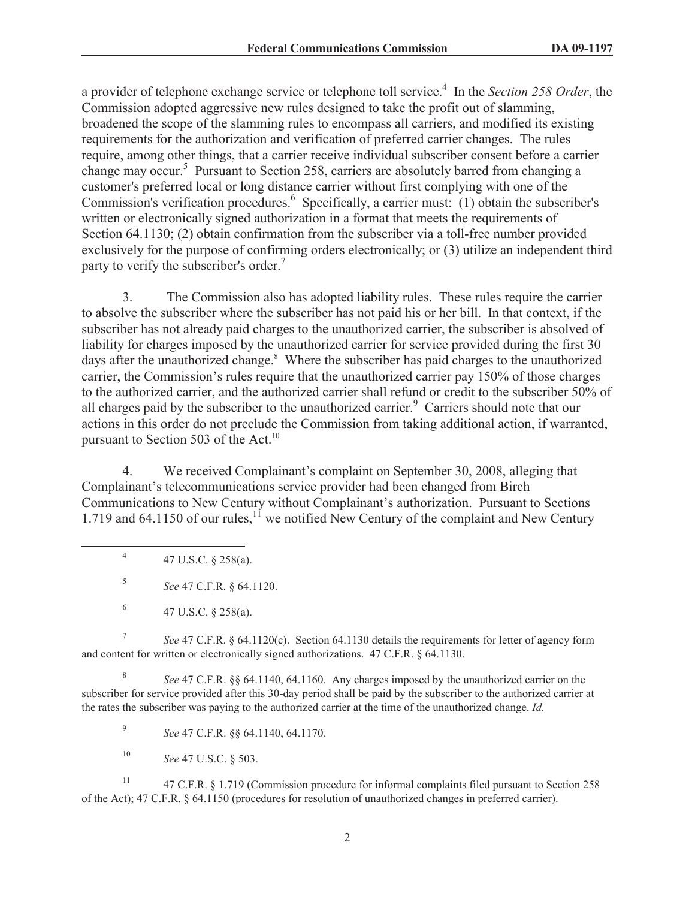a provider of telephone exchange service or telephone toll service.[4] In the *Section 258 Order*, the Commission adopted aggressive new rules designed to take the profit out of slamming, broadened the scope of the slamming rules to encompass all carriers, and modified its existing requirements for the authorization and verification of preferred carrier changes. The rules require, among other things, that a carrier receive individual subscriber consent before a carrier change may occur.[5] Pursuant to Section 258, carriers are absolutely barred from changing a customer's preferred local or long distance carrier without first complying with one of the Commission's verification procedures.[6] Specifically, a carrier must: (1) obtain the subscriber's written or electronically signed authorization in a format that meets the requirements of Section 64.1130; (2) obtain confirmation from the subscriber via a toll-free number provided exclusively for the purpose of confirming orders electronically; or (3) utilize an independent third party to verify the subscriber's order.[7]

3. The Commission also has adopted liability rules. These rules require the carrier to absolve the subscriber where the subscriber has not paid his or her bill. In that context, if the subscriber has not already paid charges to the unauthorized carrier, the subscriber is absolved of liability for charges imposed by the unauthorized carrier for service provided during the first 30 days after the unauthorized change.[8] Where the subscriber has paid charges to the unauthorized carrier, the Commission's rules require that the unauthorized carrier pay 150% of those charges to the authorized carrier, and the authorized carrier shall refund or credit to the subscriber 50% of all charges paid by the subscriber to the unauthorized carrier.[9] Carriers should note that our actions in this order do not preclude the Commission from taking additional action, if warranted, pursuant to Section 503 of the Act.[10]

4. We received Complainant's complaint on September 30, 2008, alleging that Complainant's telecommunications service provider had been changed from Birch Communications to New Century without Complainant's authorization. Pursuant to Sections 1.719 and 64.1150 of our rules,[11] we notified New Century of the complaint and New Century

---

[4] 47 U.S.C. § 258(a).

[5] *See* 47 C.F.R. § 64.1120.

[6] 47 U.S.C. § 258(a).

[7] *See* 47 C.F.R. § 64.1120(c). Section 64.1130 details the requirements for letter of agency form and content for written or electronically signed authorizations. 47 C.F.R. § 64.1130.

[8] *See* 47 C.F.R. §§ 64.1140, 64.1160. Any charges imposed by the unauthorized carrier on the subscriber for service provided after this 30-day period shall be paid by the subscriber to the authorized carrier at the rates the subscriber was paying to the authorized carrier at the time of the unauthorized change. *Id.*

[9] *See* 47 C.F.R. §§ 64.1140, 64.1170.

[10] *See* 47 U.S.C. § 503.

[11] 47 C.F.R. § 1.719 (Commission procedure for informal complaints filed pursuant to Section 258 of the Act); 47 C.F.R. § 64.1150 (procedures for resolution of unauthorized changes in preferred carrier).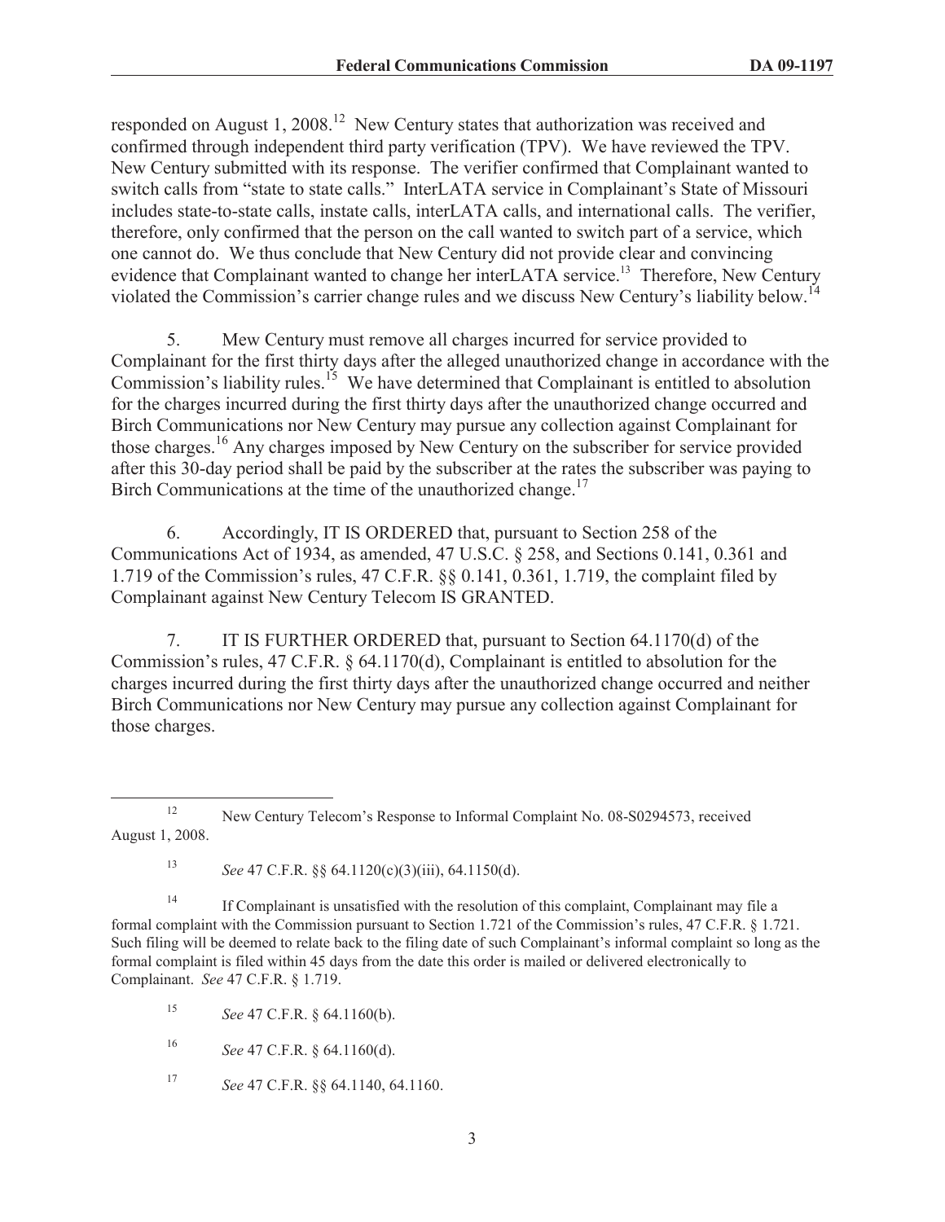responded on August 1, 2008.[12] New Century states that authorization was received and confirmed through independent third party verification (TPV). We have reviewed the TPV. New Century submitted with its response. The verifier confirmed that Complainant wanted to switch calls from "state to state calls." InterLATA service in Complainant's State of Missouri includes state-to-state calls, instate calls, interLATA calls, and international calls. The verifier, therefore, only confirmed that the person on the call wanted to switch part of a service, which one cannot do. We thus conclude that New Century did not provide clear and convincing evidence that Complainant wanted to change her interLATA service.[13] Therefore, New Century violated the Commission's carrier change rules and we discuss New Century's liability below.[14]

5. Mew Century must remove all charges incurred for service provided to Complainant for the first thirty days after the alleged unauthorized change in accordance with the Commission's liability rules.[15] We have determined that Complainant is entitled to absolution for the charges incurred during the first thirty days after the unauthorized change occurred and Birch Communications nor New Century may pursue any collection against Complainant for those charges.[16] Any charges imposed by New Century on the subscriber for service provided after this 30-day period shall be paid by the subscriber at the rates the subscriber was paying to Birch Communications at the time of the unauthorized change.[17]

6. Accordingly, IT IS ORDERED that, pursuant to Section 258 of the Communications Act of 1934, as amended, 47 U.S.C. § 258, and Sections 0.141, 0.361 and 1.719 of the Commission's rules, 47 C.F.R. §§ 0.141, 0.361, 1.719, the complaint filed by Complainant against New Century Telecom IS GRANTED.

7. IT IS FURTHER ORDERED that, pursuant to Section 64.1170(d) of the Commission's rules, 47 C.F.R. § 64.1170(d), Complainant is entitled to absolution for the charges incurred during the first thirty days after the unauthorized change occurred and neither Birch Communications nor New Century may pursue any collection against Complainant for those charges.

---

[12] New Century Telecom's Response to Informal Complaint No. 08-S0294573, received August 1, 2008.

[13] *See* 47 C.F.R. §§ 64.1120(c)(3)(iii), 64.1150(d).

[14] If Complainant is unsatisfied with the resolution of this complaint, Complainant may file a formal complaint with the Commission pursuant to Section 1.721 of the Commission's rules, 47 C.F.R. § 1.721. Such filing will be deemed to relate back to the filing date of such Complainant's informal complaint so long as the formal complaint is filed within 45 days from the date this order is mailed or delivered electronically to Complainant. *See* 47 C.F.R. § 1.719.

[15] *See* 47 C.F.R. § 64.1160(b).

[16] *See* 47 C.F.R. § 64.1160(d).

[17] *See* 47 C.F.R. §§ 64.1140, 64.1160.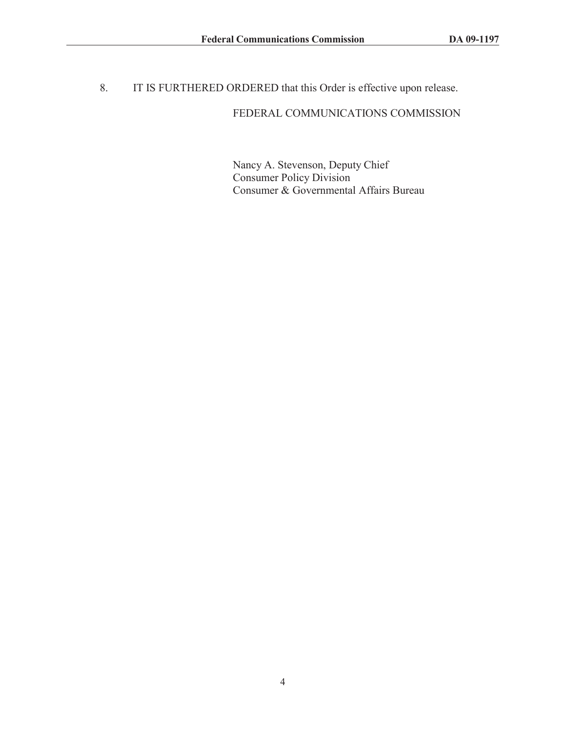8. IT IS FURTHERED ORDERED that this Order is effective upon release.

FEDERAL COMMUNICATIONS COMMISSION

Nancy A. Stevenson, Deputy Chief
Consumer Policy Division
Consumer & Governmental Affairs Bureau